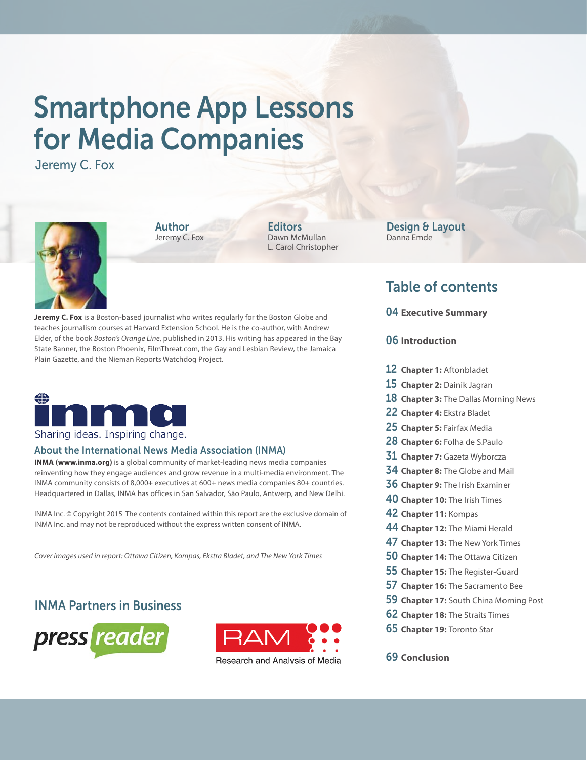# Smartphone App Lessons for Media Companies

Jeremy C. Fox

**Author**
Jeremy C. Fox

**Editors**
Dawn McMullan
L. Carol Christopher

**Design & Layout**
Danna Emde

**Jeremy C. Fox** is a Boston-based journalist who writes regularly for the Boston Globe and teaches journalism courses at Harvard Extension School. He is the co-author, with Andrew Elder, of the book *Boston's Orange Line*, published in 2013. His writing has appeared in the Bay State Banner, the Boston Phoenix, FilmThreat.com, the Gay and Lesbian Review, the Jamaica Plain Gazette, and the Nieman Reports Watchdog Project.

inma

Sharing ideas. Inspiring change.

## About the International News Media Association (INMA)

**INMA (www.inma.org)** is a global community of market-leading news media companies reinventing how they engage audiences and grow revenue in a multi-media environment. The INMA community consists of 8,000+ executives at 600+ news media companies 80+ countries. Headquartered in Dallas, INMA has offices in San Salvador, São Paulo, Antwerp, and New Delhi.

INMA Inc. © Copyright 2015 The contents contained within this report are the exclusive domain of INMA Inc. and may not be reproduced without the express written consent of INMA.

*Cover images used in report: Ottawa Citizen, Kompas, Ekstra Bladet, and The New York Times*

## INMA Partners in Business

press reader

RAM Research and Analysis of Media

## Table of contents

- 04 **Executive Summary**
- 06 **Introduction**
- 12 **Chapter 1:** Aftonbladet
- 15 **Chapter 2:** Dainik Jagran
- 18 **Chapter 3:** The Dallas Morning News
- 22 **Chapter 4:** Ekstra Bladet
- 25 **Chapter 5:** Fairfax Media
- 28 **Chapter 6:** Folha de S.Paulo
- 31 **Chapter 7:** Gazeta Wyborcza
- 34 **Chapter 8:** The Globe and Mail
- 36 **Chapter 9:** The Irish Examiner
- 40 **Chapter 10:** The Irish Times
- 42 **Chapter 11:** Kompas
- 44 **Chapter 12:** The Miami Herald
- 47 **Chapter 13:** The New York Times
- 50 **Chapter 14:** The Ottawa Citizen
- 55 **Chapter 15:** The Register-Guard
- 57 **Chapter 16:** The Sacramento Bee
- 59 **Chapter 17:** South China Morning Post
- 62 **Chapter 18:** The Straits Times
- 65 **Chapter 19:** Toronto Star
- 69 **Conclusion**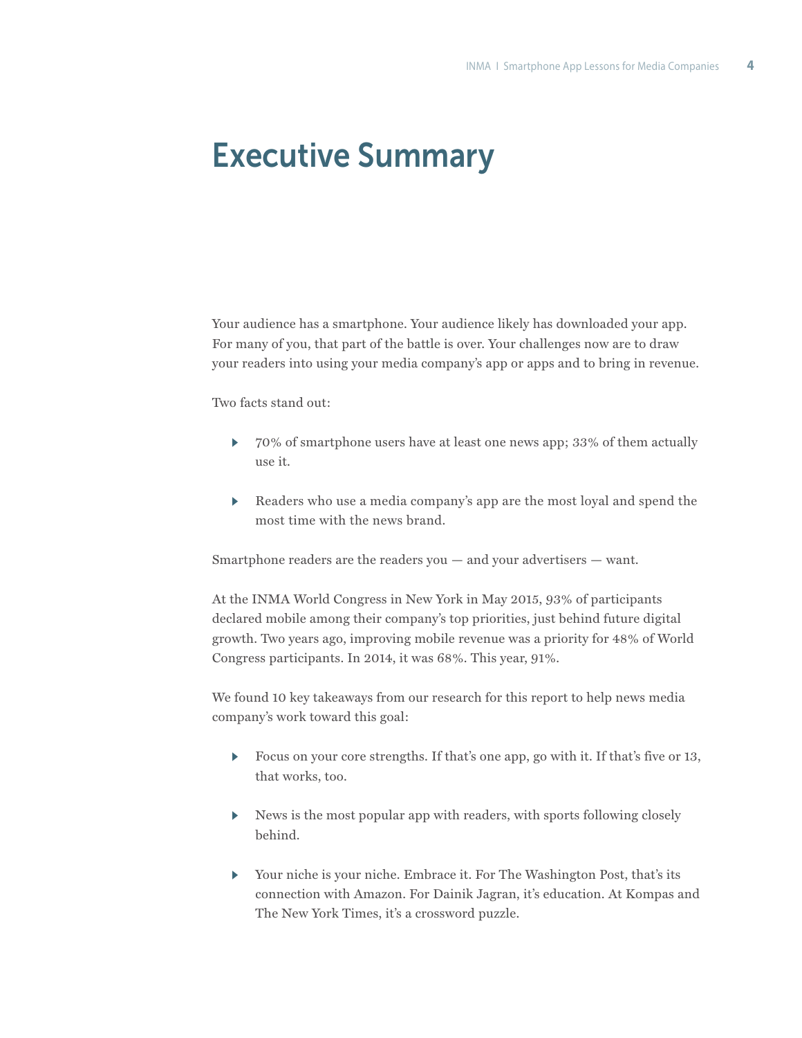# Executive Summary

Your audience has a smartphone. Your audience likely has downloaded your app. For many of you, that part of the battle is over. Your challenges now are to draw your readers into using your media company's app or apps and to bring in revenue.

Two facts stand out:

- 70% of smartphone users have at least one news app; 33% of them actually use it.
- Readers who use a media company's app are the most loyal and spend the most time with the news brand.

Smartphone readers are the readers you — and your advertisers — want.

At the INMA World Congress in New York in May 2015, 93% of participants declared mobile among their company's top priorities, just behind future digital growth. Two years ago, improving mobile revenue was a priority for 48% of World Congress participants. In 2014, it was 68%. This year, 91%.

We found 10 key takeaways from our research for this report to help news media company's work toward this goal:

- Focus on your core strengths. If that's one app, go with it. If that's five or 13, that works, too.
- News is the most popular app with readers, with sports following closely behind.
- Your niche is your niche. Embrace it. For The Washington Post, that's its connection with Amazon. For Dainik Jagran, it's education. At Kompas and The New York Times, it's a crossword puzzle.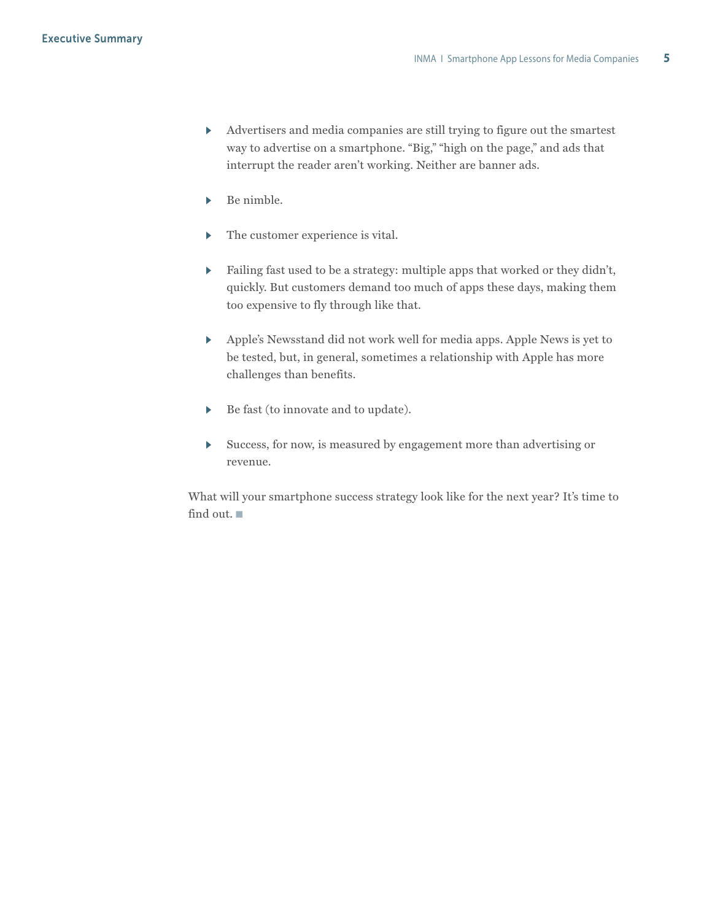- Advertisers and media companies are still trying to figure out the smartest way to advertise on a smartphone. "Big," "high on the page," and ads that interrupt the reader aren't working. Neither are banner ads.

- Be nimble.

- The customer experience is vital.

- Failing fast used to be a strategy: multiple apps that worked or they didn't, quickly. But customers demand too much of apps these days, making them too expensive to fly through like that.

- Apple's Newsstand did not work well for media apps. Apple News is yet to be tested, but, in general, sometimes a relationship with Apple has more challenges than benefits.

- Be fast (to innovate and to update).

- Success, for now, is measured by engagement more than advertising or revenue.

What will your smartphone success strategy look like for the next year? It's time to find out. ■